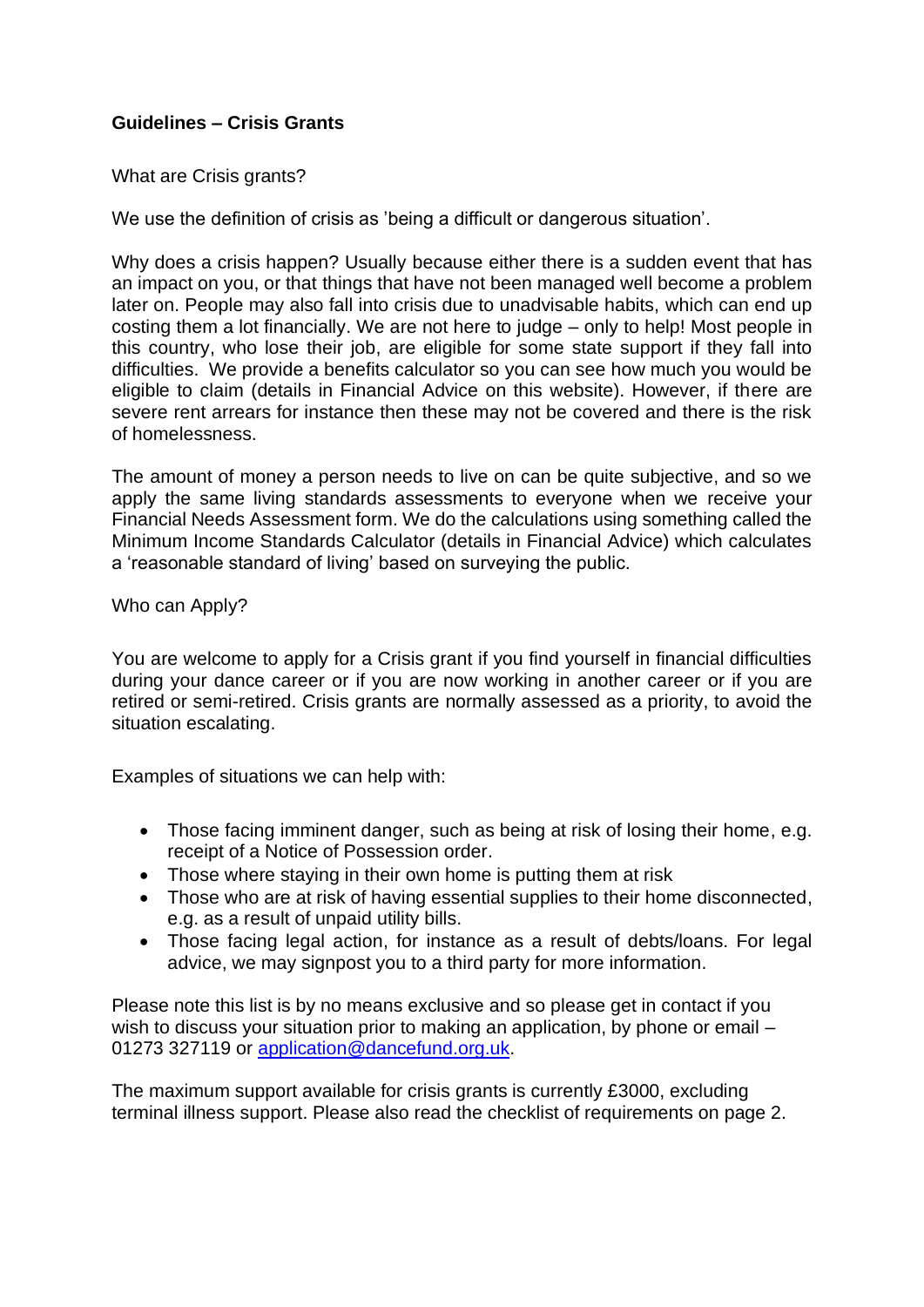**Guidelines – Crisis Grants**

What are Crisis grants?

We use the definition of crisis as 'being a difficult or dangerous situation'.

Why does a crisis happen? Usually because either there is a sudden event that has an impact on you, or that things that have not been managed well become a problem later on. People may also fall into crisis due to unadvisable habits, which can end up costing them a lot financially. We are not here to judge – only to help! Most people in this country, who lose their job, are eligible for some state support if they fall into difficulties. We provide a benefits calculator so you can see how much you would be eligible to claim (details in Financial Advice on this website). However, if there are severe rent arrears for instance then these may not be covered and there is the risk of homelessness.

The amount of money a person needs to live on can be quite subjective, and so we apply the same living standards assessments to everyone when we receive your Financial Needs Assessment form. We do the calculations using something called the Minimum Income Standards Calculator (details in Financial Advice) which calculates a 'reasonable standard of living' based on surveying the public.

Who can Apply?

You are welcome to apply for a Crisis grant if you find yourself in financial difficulties during your dance career or if you are now working in another career or if you are retired or semi-retired. Crisis grants are normally assessed as a priority, to avoid the situation escalating.

Examples of situations we can help with:

- Those facing imminent danger, such as being at risk of losing their home, e.g. receipt of a Notice of Possession order.
- Those where staying in their own home is putting them at risk
- Those who are at risk of having essential supplies to their home disconnected, e.g. as a result of unpaid utility bills.
- Those facing legal action, for instance as a result of debts/loans. For legal advice, we may signpost you to a third party for more information.

Please note this list is by no means exclusive and so please get in contact if you wish to discuss your situation prior to making an application, by phone or email – 01273 327119 or [application@dancefund.org.uk](mailto:application@dancefund.org.uk).

The maximum support available for crisis grants is currently £3000, excluding terminal illness support. Please also read the checklist of requirements on page 2.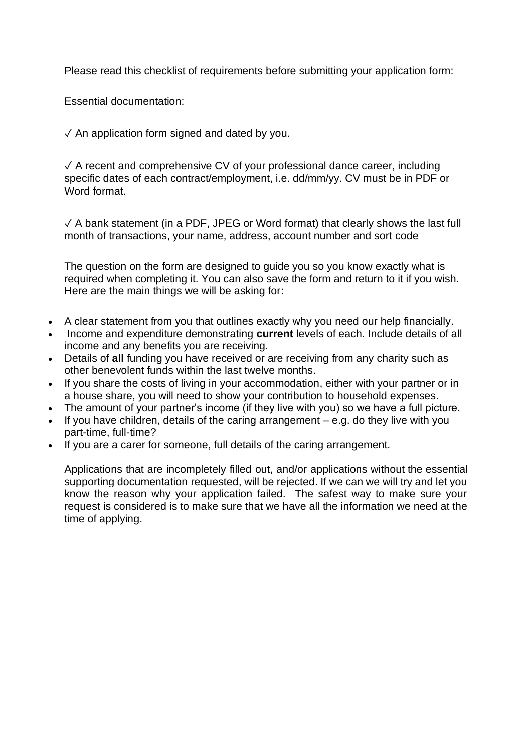Please read this checklist of requirements before submitting your application form:

Essential documentation:

✓ An application form signed and dated by you.

✓ A recent and comprehensive CV of your professional dance career, including specific dates of each contract/employment, i.e. dd/mm/yy. CV must be in PDF or Word format.

✓ A bank statement (in a PDF, JPEG or Word format) that clearly shows the last full month of transactions, your name, address, account number and sort code

The question on the form are designed to guide you so you know exactly what is required when completing it. You can also save the form and return to it if you wish. Here are the main things we will be asking for:

- A clear statement from you that outlines exactly why you need our help financially.
- Income and expenditure demonstrating **current** levels of each. Include details of all income and any benefits you are receiving.
- Details of **all** funding you have received or are receiving from any charity such as other benevolent funds within the last twelve months.
- If you share the costs of living in your accommodation, either with your partner or in a house share, you will need to show your contribution to household expenses.
- The amount of your partner's income (if they live with you) so we have a full picture.
- If you have children, details of the caring arrangement – e.g. do they live with you part-time, full-time?
- If you are a carer for someone, full details of the caring arrangement.

Applications that are incompletely filled out, and/or applications without the essential supporting documentation requested, will be rejected. If we can we will try and let you know the reason why your application failed. The safest way to make sure your request is considered is to make sure that we have all the information we need at the time of applying.